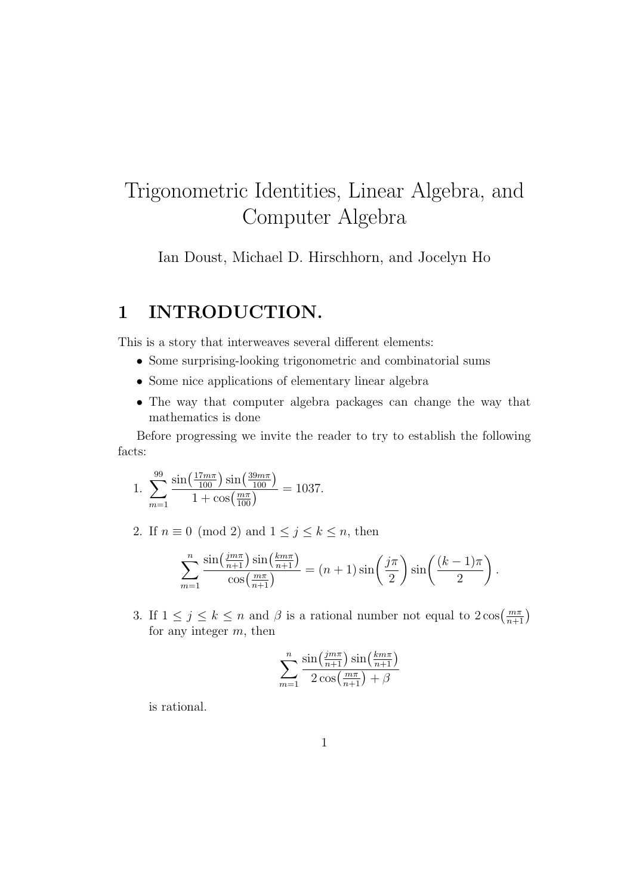# Trigonometric Identities, Linear Algebra, and Computer Algebra

Ian Doust, Michael D. Hirschhorn, and Jocelyn Ho

## 1 INTRODUCTION.

This is a story that interweaves several different elements:

- Some surprising-looking trigonometric and combinatorial sums
- Some nice applications of elementary linear algebra
- The way that computer algebra packages can change the way that mathematics is done

Before progressing we invite the reader to try to establish the following facts:

1. $$\sum_{m=1}^{99} \frac{\sin\left(\frac{17m\pi}{100}\right)\sin\left(\frac{39m\pi}{100}\right)}{1+\cos\left(\frac{m\pi}{100}\right)} = 1037.$$

2. If $n \equiv 0 \pmod 2$ and $1 \le j \le k \le n$, then
$$\sum_{m=1}^{n} \frac{\sin\left(\frac{jm\pi}{n+1}\right)\sin\left(\frac{km\pi}{n+1}\right)}{\cos\left(\frac{m\pi}{n+1}\right)} = (n+1)\sin\left(\frac{j\pi}{2}\right)\sin\left(\frac{(k-1)\pi}{2}\right).$$

3. If $1 \le j \le k \le n$ and $\beta$ is a rational number not equal to $2\cos\left(\frac{m\pi}{n+1}\right)$ for any integer $m$, then
$$\sum_{m=1}^{n} \frac{\sin\left(\frac{jm\pi}{n+1}\right)\sin\left(\frac{km\pi}{n+1}\right)}{2\cos\left(\frac{m\pi}{n+1}\right)+\beta}$$
is rational.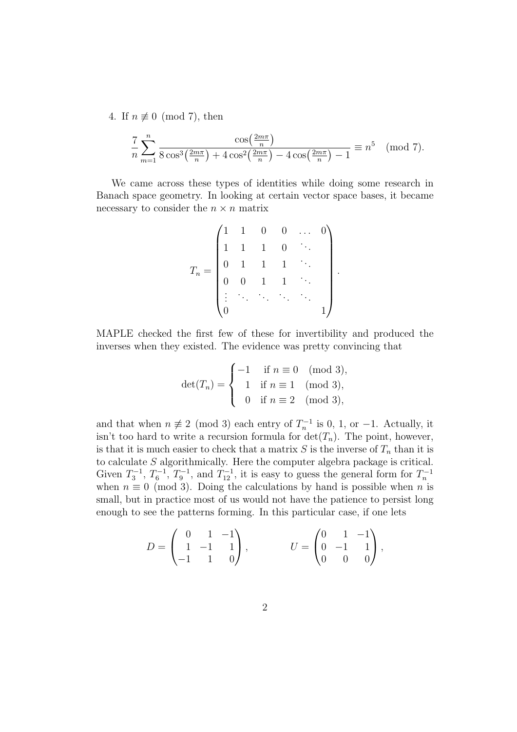4. If $n \not\equiv 0 \pmod 7$, then

$$\frac{7}{n}\sum_{m=1}^{n} \frac{\cos\left(\frac{2m\pi}{n}\right)}{8\cos^3\left(\frac{2m\pi}{n}\right)+4\cos^2\left(\frac{2m\pi}{n}\right)-4\cos\left(\frac{2m\pi}{n}\right)-1} \equiv n^5 \pmod 7.$$

We came across these types of identities while doing some research in Banach space geometry. In looking at certain vector space bases, it became necessary to consider the $n \times n$ matrix

$$T_n = \begin{pmatrix} 1 & 1 & 0 & 0 & \dots & 0 \\ 1 & 1 & 1 & 0 & \ddots & \\ 0 & 1 & 1 & 1 & \ddots & \\ 0 & 0 & 1 & 1 & \ddots & \\ \vdots & \ddots & \ddots & \ddots & \ddots & \\ 0 & & & & & 1 \end{pmatrix}.$$

MAPLE checked the first few of these for invertibility and produced the inverses when they existed. The evidence was pretty convincing that

$$\det(T_n) = \begin{cases} -1 & \text{if } n \equiv 0 \pmod 3, \\ \phantom{-}1 & \text{if } n \equiv 1 \pmod 3, \\ \phantom{-}0 & \text{if } n \equiv 2 \pmod 3, \end{cases}$$

and that when $n \not\equiv 2 \pmod 3$ each entry of $T_n^{-1}$ is 0, 1, or $-1$. Actually, it isn't too hard to write a recursion formula for $\det(T_n)$. The point, however, is that it is much easier to check that a matrix $S$ is the inverse of $T_n$ than it is to calculate $S$ algorithmically. Here the computer algebra package is critical. Given $T_3^{-1}$, $T_6^{-1}$, $T_9^{-1}$, and $T_{12}^{-1}$, it is easy to guess the general form for $T_n^{-1}$ when $n \equiv 0 \pmod 3$. Doing the calculations by hand is possible when $n$ is small, but in practice most of us would not have the patience to persist long enough to see the patterns forming. In this particular case, if one lets

$$D = \begin{pmatrix} 0 & 1 & -1 \\ 1 & -1 & 1 \\ -1 & 1 & 0 \end{pmatrix}, \qquad U = \begin{pmatrix} 0 & 1 & -1 \\ 0 & -1 & 1 \\ 0 & 0 & 0 \end{pmatrix},$$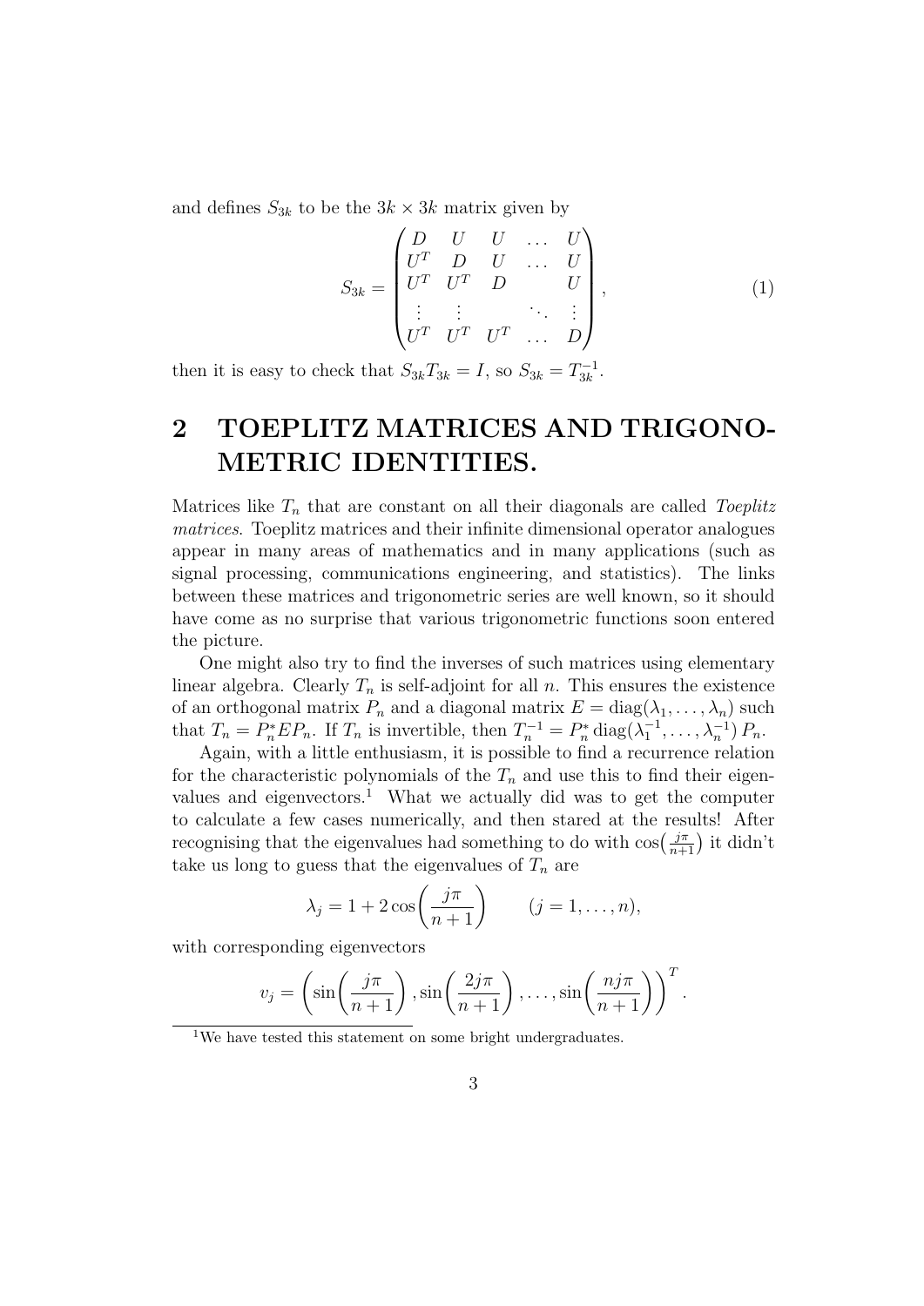and defines $S_{3k}$ to be the $3k \times 3k$ matrix given by

$$S_{3k} = \begin{pmatrix} D & U & U & \dots & U \\ U^T & D & U & \dots & U \\ U^T & U^T & D & & U \\ \vdots & \vdots & & \ddots & \vdots \\ U^T & U^T & U^T & \dots & D \end{pmatrix}, \tag{1}$$

then it is easy to check that $S_{3k}T_{3k} = I$, so $S_{3k} = T_{3k}^{-1}$.

## 2 TOEPLITZ MATRICES AND TRIGONOMETRIC IDENTITIES.

Matrices like $T_n$ that are constant on all their diagonals are called *Toeplitz matrices*. Toeplitz matrices and their infinite dimensional operator analogues appear in many areas of mathematics and in many applications (such as signal processing, communications engineering, and statistics). The links between these matrices and trigonometric series are well known, so it should have come as no surprise that various trigonometric functions soon entered the picture.

One might also try to find the inverses of such matrices using elementary linear algebra. Clearly $T_n$ is self-adjoint for all $n$. This ensures the existence of an orthogonal matrix $P_n$ and a diagonal matrix $E = \operatorname{diag}(\lambda_1, \dots, \lambda_n)$ such that $T_n = P_n^* E P_n$. If $T_n$ is invertible, then $T_n^{-1} = P_n^* \operatorname{diag}(\lambda_1^{-1}, \dots, \lambda_n^{-1})\, P_n$.

Again, with a little enthusiasm, it is possible to find a recurrence relation for the characteristic polynomials of the $T_n$ and use this to find their eigenvalues and eigenvectors.[1] What we actually did was to get the computer to calculate a few cases numerically, and then stared at the results! After recognising that the eigenvalues had something to do with $\cos\!\left(\frac{j\pi}{n+1}\right)$ it didn't take us long to guess that the eigenvalues of $T_n$ are

$$\lambda_j = 1 + 2\cos\!\left(\frac{j\pi}{n+1}\right) \qquad (j = 1, \dots, n),$$

with corresponding eigenvectors

$$v_j = \left(\sin\!\left(\frac{j\pi}{n+1}\right), \sin\!\left(\frac{2j\pi}{n+1}\right), \dots, \sin\!\left(\frac{nj\pi}{n+1}\right)\right)^T.$$

[1] We have tested this statement on some bright undergraduates.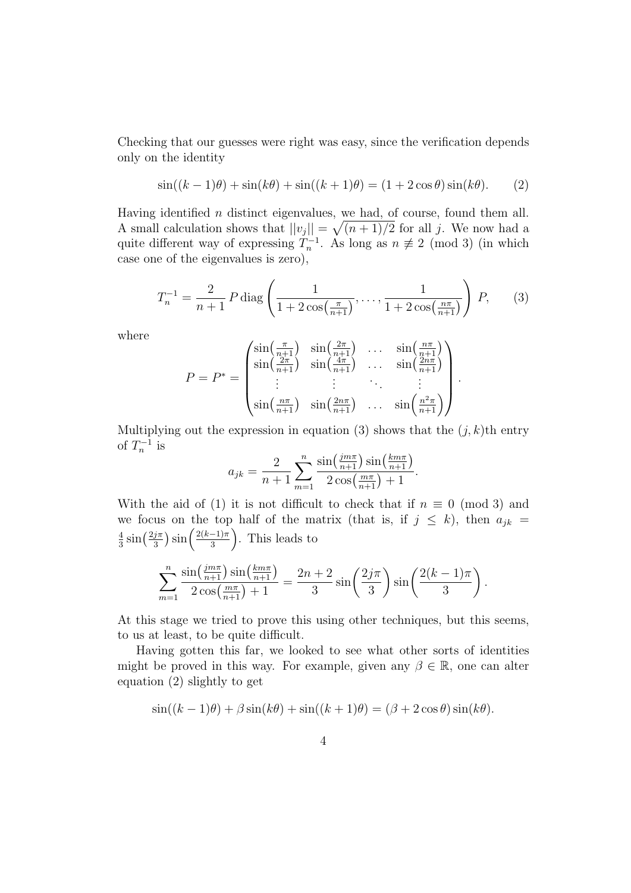Checking that our guesses were right was easy, since the verification depends only on the identity

$$\sin((k-1)\theta) + \sin(k\theta) + \sin((k+1)\theta) = (1 + 2\cos\theta)\sin(k\theta). \tag{2}$$

Having identified $n$ distinct eigenvalues, we had, of course, found them all. A small calculation shows that $||v_j|| = \sqrt{(n+1)/2}$ for all $j$. We now had a quite different way of expressing $T_n^{-1}$. As long as $n \not\equiv 2 \pmod 3$ (in which case one of the eigenvalues is zero),

$$T_n^{-1} = \frac{2}{n+1}\, P \operatorname{diag}\left(\frac{1}{1+2\cos\left(\frac{\pi}{n+1}\right)}, \ldots, \frac{1}{1+2\cos\left(\frac{n\pi}{n+1}\right)}\right) P, \tag{3}$$

where

$$P = P^* = \begin{pmatrix} \sin\left(\frac{\pi}{n+1}\right) & \sin\left(\frac{2\pi}{n+1}\right) & \ldots & \sin\left(\frac{n\pi}{n+1}\right) \\ \sin\left(\frac{2\pi}{n+1}\right) & \sin\left(\frac{4\pi}{n+1}\right) & \ldots & \sin\left(\frac{2n\pi}{n+1}\right) \\ \vdots & \vdots & \ddots & \vdots \\ \sin\left(\frac{n\pi}{n+1}\right) & \sin\left(\frac{2n\pi}{n+1}\right) & \ldots & \sin\left(\frac{n^2\pi}{n+1}\right) \end{pmatrix}.$$

Multiplying out the expression in equation (3) shows that the $(j,k)$th entry of $T_n^{-1}$ is

$$a_{jk} = \frac{2}{n+1}\sum_{m=1}^{n} \frac{\sin\left(\frac{jm\pi}{n+1}\right)\sin\left(\frac{km\pi}{n+1}\right)}{2\cos\left(\frac{m\pi}{n+1}\right)+1}.$$

With the aid of (1) it is not difficult to check that if $n \equiv 0 \pmod 3$ and we focus on the top half of the matrix (that is, if $j \le k$), then $a_{jk} = \frac{4}{3}\sin\left(\frac{2j\pi}{3}\right)\sin\left(\frac{2(k-1)\pi}{3}\right)$. This leads to

$$\sum_{m=1}^{n} \frac{\sin\left(\frac{jm\pi}{n+1}\right)\sin\left(\frac{km\pi}{n+1}\right)}{2\cos\left(\frac{m\pi}{n+1}\right)+1} = \frac{2n+2}{3}\sin\left(\frac{2j\pi}{3}\right)\sin\left(\frac{2(k-1)\pi}{3}\right).$$

At this stage we tried to prove this using other techniques, but this seems, to us at least, to be quite difficult.

Having gotten this far, we looked to see what other sorts of identities might be proved in this way. For example, given any $\beta \in \mathbb{R}$, one can alter equation (2) slightly to get

$$\sin((k-1)\theta) + \beta\sin(k\theta) + \sin((k+1)\theta) = (\beta + 2\cos\theta)\sin(k\theta).$$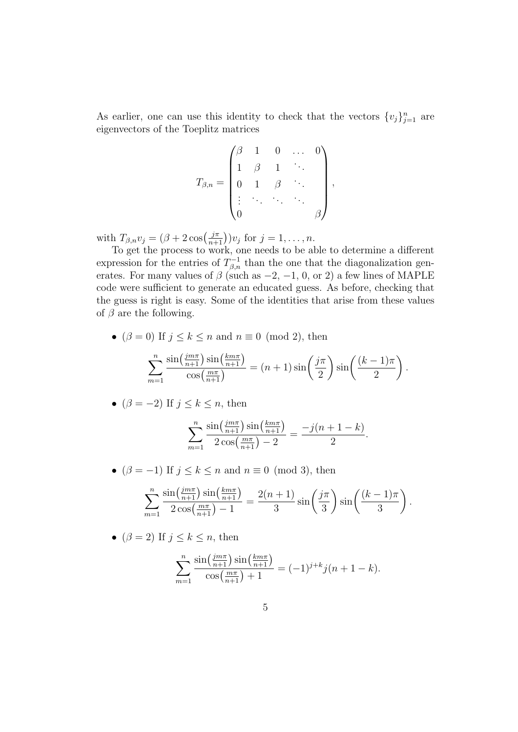As earlier, one can use this identity to check that the vectors $\{v_j\}_{j=1}^n$ are eigenvectors of the Toeplitz matrices

$$T_{\beta,n} = \begin{pmatrix} \beta & 1 & 0 & \dots & 0 \\ 1 & \beta & 1 & \ddots & \\ 0 & 1 & \beta & \ddots & \\ \vdots & \ddots & \ddots & \ddots & \\ 0 & & & & \beta \end{pmatrix},$$

with $T_{\beta,n} v_j = (\beta + 2\cos\big(\frac{j\pi}{n+1}\big)) v_j$ for $j = 1, \dots, n$.

To get the process to work, one needs to be able to determine a different expression for the entries of $T_{\beta,n}^{-1}$ than the one that the diagonalization generates. For many values of $\beta$ (such as $-2$, $-1$, $0$, or $2$) a few lines of MAPLE code were sufficient to generate an educated guess. As before, checking that the guess is right is easy. Some of the identities that arise from these values of $\beta$ are the following.

- ($\beta = 0$) If $j \le k \le n$ and $n \equiv 0 \pmod 2$, then

$$\sum_{m=1}^{n} \frac{\sin\big(\frac{jm\pi}{n+1}\big)\sin\big(\frac{km\pi}{n+1}\big)}{\cos\big(\frac{m\pi}{n+1}\big)} = (n+1)\sin\bigg(\frac{j\pi}{2}\bigg)\sin\bigg(\frac{(k-1)\pi}{2}\bigg).$$

- ($\beta = -2$) If $j \le k \le n$, then

$$\sum_{m=1}^{n} \frac{\sin\big(\frac{jm\pi}{n+1}\big)\sin\big(\frac{km\pi}{n+1}\big)}{2\cos\big(\frac{m\pi}{n+1}\big) - 2} = \frac{-j(n+1-k)}{2}.$$

- ($\beta = -1$) If $j \le k \le n$ and $n \equiv 0 \pmod 3$, then

$$\sum_{m=1}^{n} \frac{\sin\big(\frac{jm\pi}{n+1}\big)\sin\big(\frac{km\pi}{n+1}\big)}{2\cos\big(\frac{m\pi}{n+1}\big) - 1} = \frac{2(n+1)}{3}\sin\bigg(\frac{j\pi}{3}\bigg)\sin\bigg(\frac{(k-1)\pi}{3}\bigg).$$

- ($\beta = 2$) If $j \le k \le n$, then

$$\sum_{m=1}^{n} \frac{\sin\big(\frac{jm\pi}{n+1}\big)\sin\big(\frac{km\pi}{n+1}\big)}{\cos\big(\frac{m\pi}{n+1}\big) + 1} = (-1)^{j+k} j(n+1-k).$$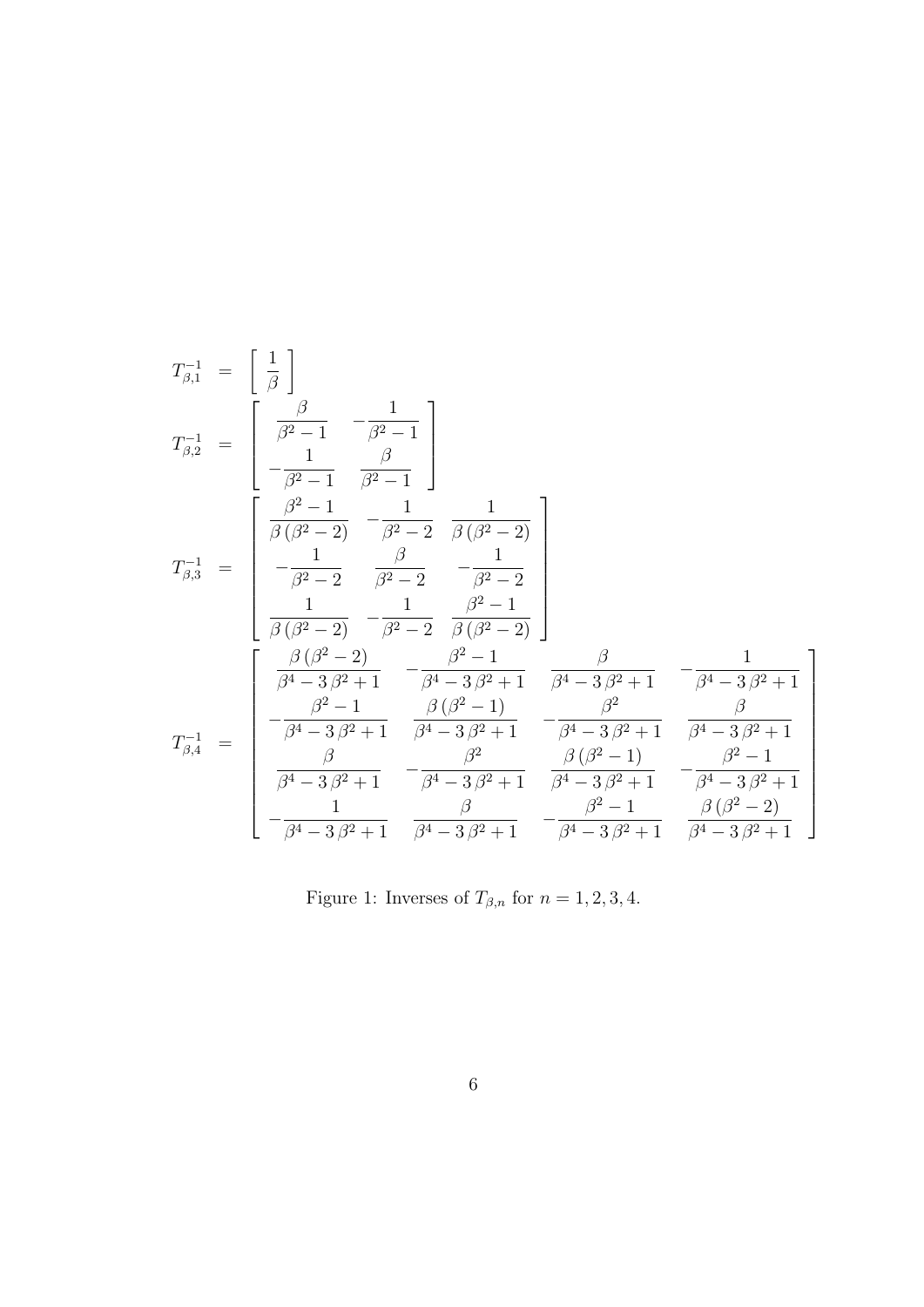$$
\begin{aligned}
T_{\beta,1}^{-1} &= \left[\begin{array}{c} \dfrac{1}{\beta} \end{array}\right] \\
T_{\beta,2}^{-1} &= \left[\begin{array}{cc} \dfrac{\beta}{\beta^2-1} & -\dfrac{1}{\beta^2-1} \\ -\dfrac{1}{\beta^2-1} & \dfrac{\beta}{\beta^2-1} \end{array}\right] \\
T_{\beta,3}^{-1} &= \left[\begin{array}{ccc} \dfrac{\beta^2-1}{\beta\,(\beta^2-2)} & -\dfrac{1}{\beta^2-2} & \dfrac{1}{\beta\,(\beta^2-2)} \\ -\dfrac{1}{\beta^2-2} & \dfrac{\beta}{\beta^2-2} & -\dfrac{1}{\beta^2-2} \\ \dfrac{1}{\beta\,(\beta^2-2)} & -\dfrac{1}{\beta^2-2} & \dfrac{\beta^2-1}{\beta\,(\beta^2-2)} \end{array}\right] \\
T_{\beta,4}^{-1} &= \left[\begin{array}{cccc} \dfrac{\beta\,(\beta^2-2)}{\beta^4-3\,\beta^2+1} & -\dfrac{\beta^2-1}{\beta^4-3\,\beta^2+1} & \dfrac{\beta}{\beta^4-3\,\beta^2+1} & -\dfrac{1}{\beta^4-3\,\beta^2+1} \\ -\dfrac{\beta^2-1}{\beta^4-3\,\beta^2+1} & \dfrac{\beta\,(\beta^2-1)}{\beta^4-3\,\beta^2+1} & -\dfrac{\beta^2}{\beta^4-3\,\beta^2+1} & \dfrac{\beta}{\beta^4-3\,\beta^2+1} \\ \dfrac{\beta}{\beta^4-3\,\beta^2+1} & -\dfrac{\beta^2}{\beta^4-3\,\beta^2+1} & \dfrac{\beta\,(\beta^2-1)}{\beta^4-3\,\beta^2+1} & -\dfrac{\beta^2-1}{\beta^4-3\,\beta^2+1} \\ -\dfrac{1}{\beta^4-3\,\beta^2+1} & \dfrac{\beta}{\beta^4-3\,\beta^2+1} & -\dfrac{\beta^2-1}{\beta^4-3\,\beta^2+1} & \dfrac{\beta\,(\beta^2-2)}{\beta^4-3\,\beta^2+1} \end{array}\right]
\end{aligned}
$$

Figure 1: Inverses of $T_{\beta,n}$ for $n = 1, 2, 3, 4$.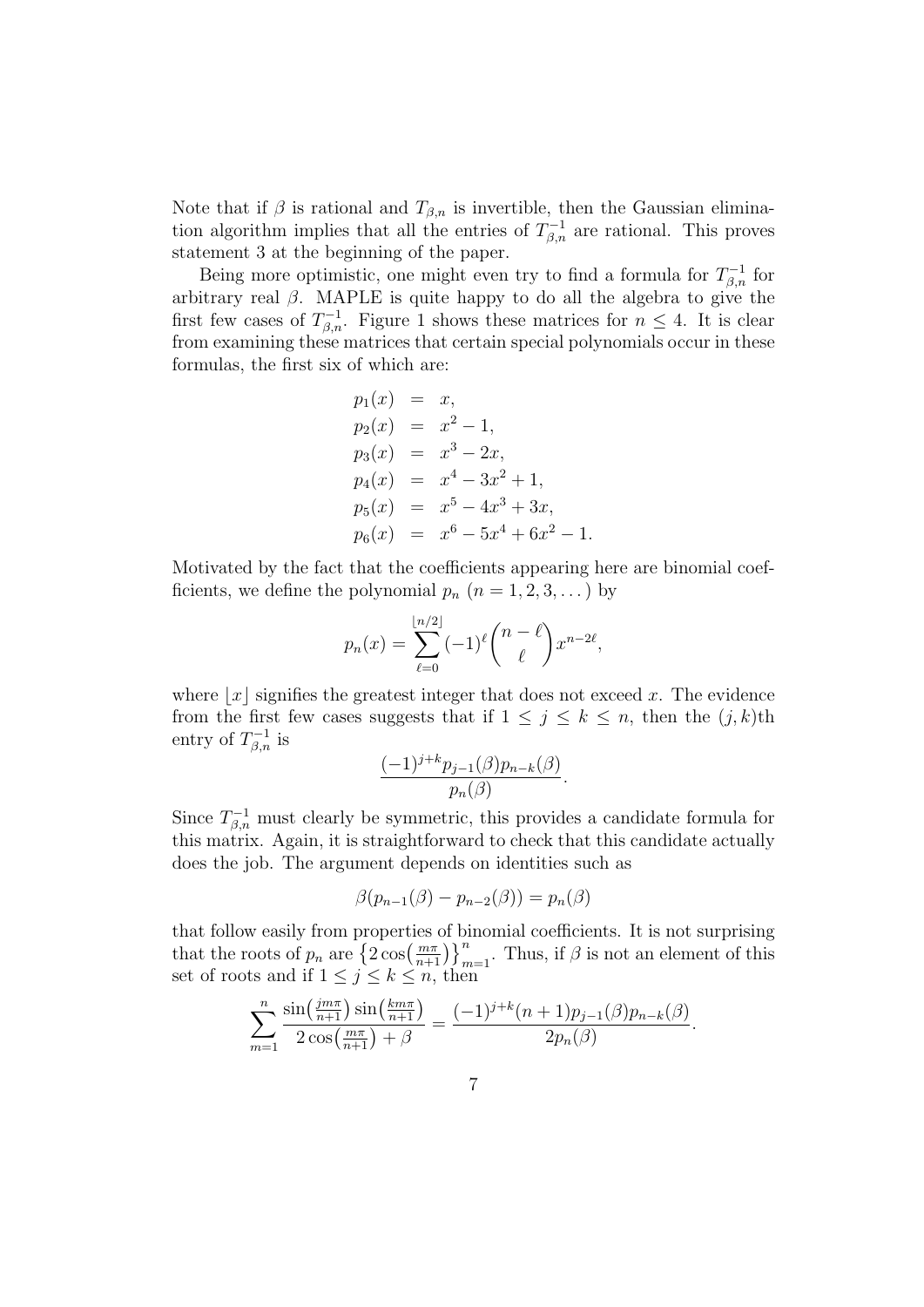Note that if $\beta$ is rational and $T_{\beta,n}$ is invertible, then the Gaussian elimination algorithm implies that all the entries of $T_{\beta,n}^{-1}$ are rational. This proves statement 3 at the beginning of the paper.

Being more optimistic, one might even try to find a formula for $T_{\beta,n}^{-1}$ for arbitrary real $\beta$. MAPLE is quite happy to do all the algebra to give the first few cases of $T_{\beta,n}^{-1}$. Figure 1 shows these matrices for $n \leq 4$. It is clear from examining these matrices that certain special polynomials occur in these formulas, the first six of which are:

$$
\begin{aligned}
p_1(x) &= x, \\
p_2(x) &= x^2 - 1, \\
p_3(x) &= x^3 - 2x, \\
p_4(x) &= x^4 - 3x^2 + 1, \\
p_5(x) &= x^5 - 4x^3 + 3x, \\
p_6(x) &= x^6 - 5x^4 + 6x^2 - 1.
\end{aligned}
$$

Motivated by the fact that the coefficients appearing here are binomial coefficients, we define the polynomial $p_n$ ($n = 1, 2, 3, \dots$) by

$$
p_n(x) = \sum_{\ell=0}^{\lfloor n/2 \rfloor} (-1)^\ell \binom{n-\ell}{\ell} x^{n-2\ell},
$$

where $\lfloor x \rfloor$ signifies the greatest integer that does not exceed $x$. The evidence from the first few cases suggests that if $1 \leq j \leq k \leq n$, then the $(j,k)$th entry of $T_{\beta,n}^{-1}$ is

$$
\frac{(-1)^{j+k} p_{j-1}(\beta) p_{n-k}(\beta)}{p_n(\beta)}.
$$

Since $T_{\beta,n}^{-1}$ must clearly be symmetric, this provides a candidate formula for this matrix. Again, it is straightforward to check that this candidate actually does the job. The argument depends on identities such as

$$
\beta(p_{n-1}(\beta) - p_{n-2}(\beta)) = p_n(\beta)
$$

that follow easily from properties of binomial coefficients. It is not surprising that the roots of $p_n$ are $\left\{2\cos\left(\frac{m\pi}{n+1}\right)\right\}_{m=1}^{n}$. Thus, if $\beta$ is not an element of this set of roots and if $1 \leq j \leq k \leq n$, then

$$
\sum_{m=1}^{n} \frac{\sin\left(\frac{jm\pi}{n+1}\right) \sin\left(\frac{km\pi}{n+1}\right)}{2\cos\left(\frac{m\pi}{n+1}\right) + \beta} = \frac{(-1)^{j+k}(n+1) p_{j-1}(\beta) p_{n-k}(\beta)}{2 p_n(\beta)}.
$$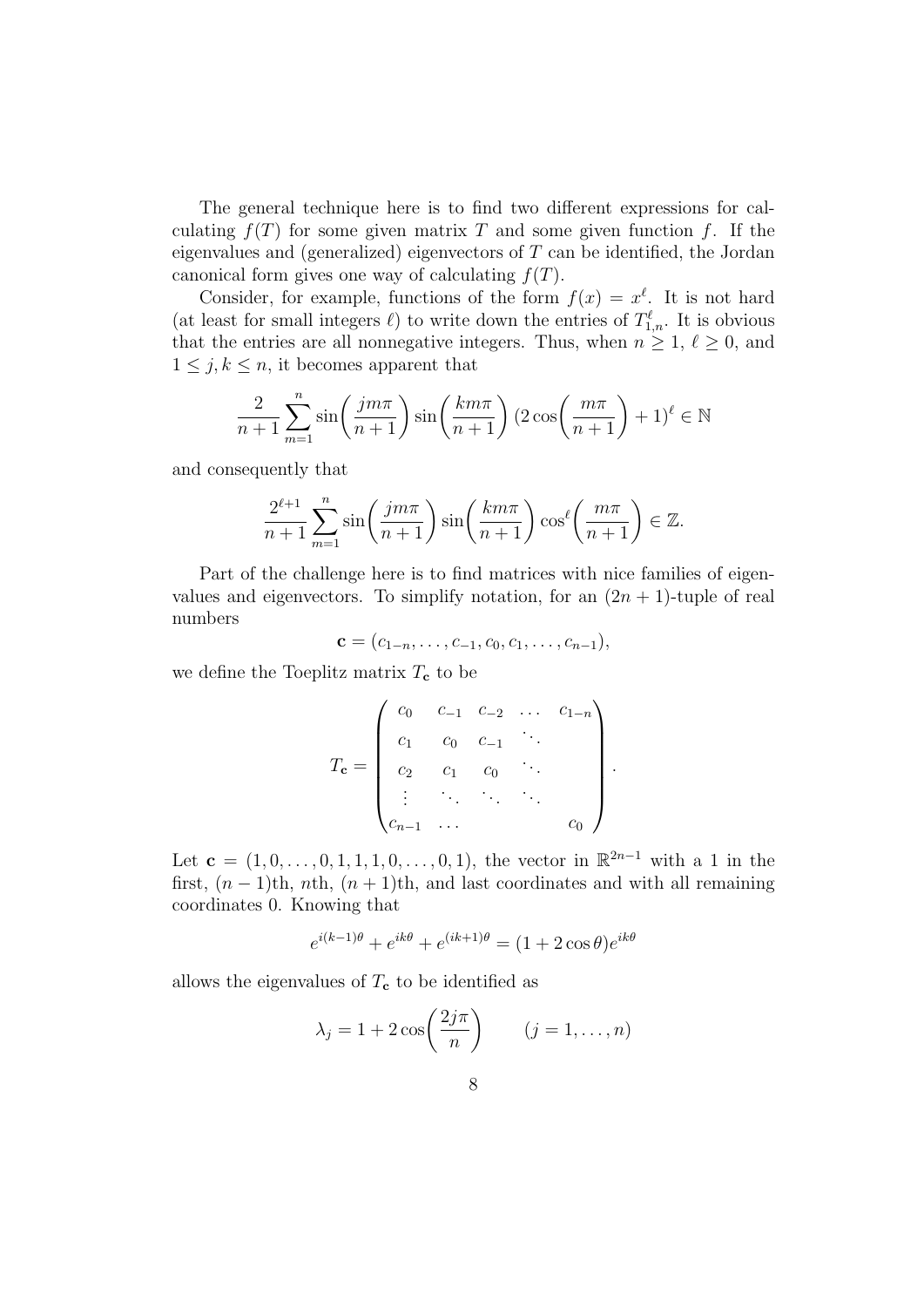The general technique here is to find two different expressions for calculating $f(T)$ for some given matrix $T$ and some given function $f$. If the eigenvalues and (generalized) eigenvectors of $T$ can be identified, the Jordan canonical form gives one way of calculating $f(T)$.

Consider, for example, functions of the form $f(x) = x^\ell$. It is not hard (at least for small integers $\ell$) to write down the entries of $T_{1,n}^\ell$. It is obvious that the entries are all nonnegative integers. Thus, when $n \geq 1$, $\ell \geq 0$, and $1 \leq j, k \leq n$, it becomes apparent that

$$\frac{2}{n+1} \sum_{m=1}^{n} \sin\left(\frac{jm\pi}{n+1}\right) \sin\left(\frac{km\pi}{n+1}\right) (2\cos\left(\frac{m\pi}{n+1}\right) + 1)^\ell \in \mathbb{N}$$

and consequently that

$$\frac{2^{\ell+1}}{n+1} \sum_{m=1}^{n} \sin\left(\frac{jm\pi}{n+1}\right) \sin\left(\frac{km\pi}{n+1}\right) \cos^\ell\left(\frac{m\pi}{n+1}\right) \in \mathbb{Z}.$$

Part of the challenge here is to find matrices with nice families of eigenvalues and eigenvectors. To simplify notation, for an $(2n+1)$-tuple of real numbers

$$\mathbf{c} = (c_{1-n}, \ldots, c_{-1}, c_0, c_1, \ldots, c_{n-1}),$$

we define the Toeplitz matrix $T_{\mathbf{c}}$ to be

$$T_{\mathbf{c}} = \begin{pmatrix} c_0 & c_{-1} & c_{-2} & \ldots & c_{1-n} \\ c_1 & c_0 & c_{-1} & \ddots & \\ c_2 & c_1 & c_0 & \ddots & \\ \vdots & \ddots & \ddots & \ddots & \\ c_{n-1} & \ldots & & & c_0 \end{pmatrix}.$$

Let $\mathbf{c} = (1, 0, \ldots, 0, 1, 1, 1, 0, \ldots, 0, 1)$, the vector in $\mathbb{R}^{2n-1}$ with a 1 in the first, $(n-1)$th, $n$th, $(n+1)$th, and last coordinates and with all remaining coordinates 0. Knowing that

$$e^{i(k-1)\theta} + e^{ik\theta} + e^{(ik+1)\theta} = (1 + 2\cos\theta)e^{ik\theta}$$

allows the eigenvalues of $T_{\mathbf{c}}$ to be identified as

$$\lambda_j = 1 + 2\cos\left(\frac{2j\pi}{n}\right) \qquad (j = 1, \ldots, n)$$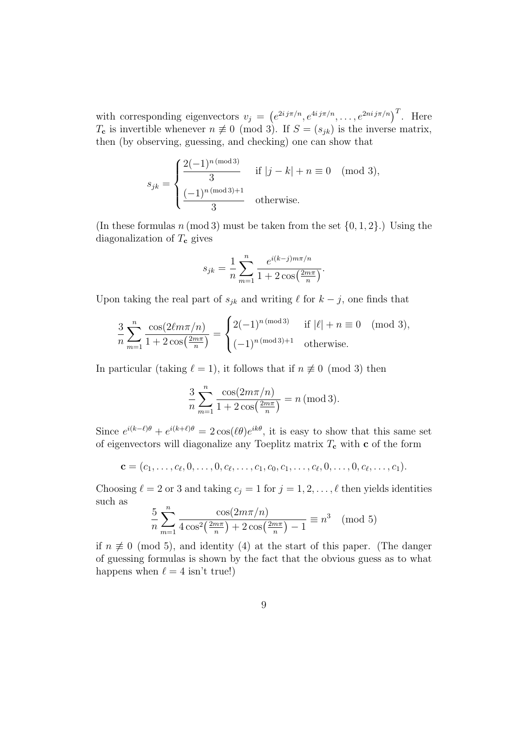with corresponding eigenvectors $v_j = \left(e^{2ij\pi/n}, e^{4ij\pi/n}, \ldots, e^{2nij\pi/n}\right)^T$. Here $T_{\mathbf{c}}$ is invertible whenever $n \not\equiv 0 \pmod 3$. If $S = (s_{jk})$ is the inverse matrix, then (by observing, guessing, and checking) one can show that

$$s_{jk} = \begin{cases} \dfrac{2(-1)^{n \,(\mathrm{mod}\, 3)}}{3} & \text{if } |j-k| + n \equiv 0 \pmod 3, \\[2ex] \dfrac{(-1)^{n \,(\mathrm{mod}\, 3)+1}}{3} & \text{otherwise.} \end{cases}$$

(In these formulas $n \,(\mathrm{mod}\, 3)$ must be taken from the set $\{0, 1, 2\}$.) Using the diagonalization of $T_{\mathbf{c}}$ gives

$$s_{jk} = \frac{1}{n} \sum_{m=1}^{n} \frac{e^{i(k-j)m\pi/n}}{1 + 2\cos\left(\frac{2m\pi}{n}\right)}.$$

Upon taking the real part of $s_{jk}$ and writing $\ell$ for $k - j$, one finds that

$$\frac{3}{n} \sum_{m=1}^{n} \frac{\cos(2\ell m\pi/n)}{1 + 2\cos\left(\frac{2m\pi}{n}\right)} = \begin{cases} 2(-1)^{n \,(\mathrm{mod}\, 3)} & \text{if } |\ell| + n \equiv 0 \pmod 3, \\ (-1)^{n \,(\mathrm{mod}\, 3)+1} & \text{otherwise.} \end{cases}$$

In particular (taking $\ell = 1$), it follows that if $n \not\equiv 0 \pmod 3$ then

$$\frac{3}{n} \sum_{m=1}^{n} \frac{\cos(2m\pi/n)}{1 + 2\cos\left(\frac{2m\pi}{n}\right)} = n \,(\mathrm{mod}\, 3).$$

Since $e^{i(k-\ell)\theta} + e^{i(k+\ell)\theta} = 2\cos(\ell\theta)e^{ik\theta}$, it is easy to show that this same set of eigenvectors will diagonalize any Toeplitz matrix $T_{\mathbf{c}}$ with $\mathbf{c}$ of the form

$$\mathbf{c} = (c_1, \ldots, c_\ell, 0, \ldots, 0, c_\ell, \ldots, c_1, c_0, c_1, \ldots, c_\ell, 0, \ldots, 0, c_\ell, \ldots, c_1).$$

Choosing $\ell = 2$ or $3$ and taking $c_j = 1$ for $j = 1, 2, \ldots, \ell$ then yields identities such as

$$\frac{5}{n} \sum_{m=1}^{n} \frac{\cos(2m\pi/n)}{4\cos^2\left(\frac{2m\pi}{n}\right) + 2\cos\left(\frac{2m\pi}{n}\right) - 1} \equiv n^3 \pmod 5$$

if $n \not\equiv 0 \pmod 5$, and identity (4) at the start of this paper. (The danger of guessing formulas is shown by the fact that the obvious guess as to what happens when $\ell = 4$ isn't true!)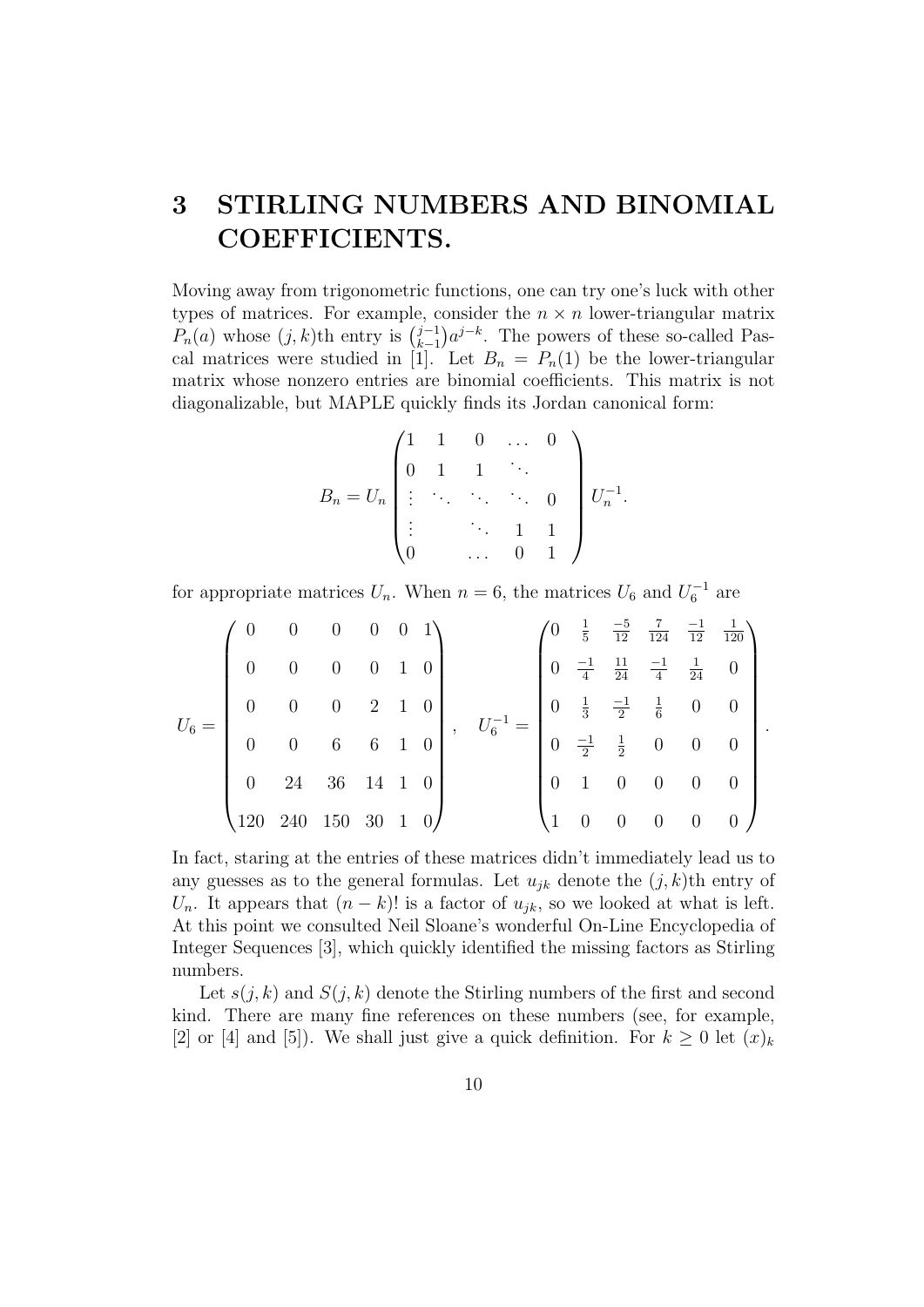# 3 STIRLING NUMBERS AND BINOMIAL COEFFICIENTS.

Moving away from trigonometric functions, one can try one's luck with other types of matrices. For example, consider the $n \times n$ lower-triangular matrix $P_n(a)$ whose $(j,k)$th entry is $\binom{j-1}{k-1}a^{j-k}$. The powers of these so-called Pascal matrices were studied in [1]. Let $B_n = P_n(1)$ be the lower-triangular matrix whose nonzero entries are binomial coefficients. This matrix is not diagonalizable, but MAPLE quickly finds its Jordan canonical form:

$$B_n = U_n \begin{pmatrix} 1 & 1 & 0 & \dots & 0 \\ 0 & 1 & 1 & \ddots & \\ \vdots & \ddots & \ddots & \ddots & 0 \\ \vdots & & \ddots & 1 & 1 \\ 0 & & \dots & 0 & 1 \end{pmatrix} U_n^{-1}.$$

for appropriate matrices $U_n$. When $n = 6$, the matrices $U_6$ and $U_6^{-1}$ are

$$U_6 = \begin{pmatrix} 0 & 0 & 0 & 0 & 0 & 1 \\ 0 & 0 & 0 & 0 & 1 & 0 \\ 0 & 0 & 0 & 2 & 1 & 0 \\ 0 & 0 & 6 & 6 & 1 & 0 \\ 0 & 24 & 36 & 14 & 1 & 0 \\ 120 & 240 & 150 & 30 & 1 & 0 \end{pmatrix}, \quad U_6^{-1} = \begin{pmatrix} 0 & \frac{1}{5} & \frac{-5}{12} & \frac{7}{124} & \frac{-1}{12} & \frac{1}{120} \\ 0 & \frac{-1}{4} & \frac{11}{24} & \frac{-1}{4} & \frac{1}{24} & 0 \\ 0 & \frac{1}{3} & \frac{-1}{2} & \frac{1}{6} & 0 & 0 \\ 0 & \frac{-1}{2} & \frac{1}{2} & 0 & 0 & 0 \\ 0 & 1 & 0 & 0 & 0 & 0 \\ 1 & 0 & 0 & 0 & 0 & 0 \end{pmatrix}.$$

In fact, staring at the entries of these matrices didn't immediately lead us to any guesses as to the general formulas. Let $u_{jk}$ denote the $(j,k)$th entry of $U_n$. It appears that $(n-k)!$ is a factor of $u_{jk}$, so we looked at what is left. At this point we consulted Neil Sloane's wonderful On-Line Encyclopedia of Integer Sequences [3], which quickly identified the missing factors as Stirling numbers.

Let $s(j,k)$ and $S(j,k)$ denote the Stirling numbers of the first and second kind. There are many fine references on these numbers (see, for example, [2] or [4] and [5]). We shall just give a quick definition. For $k \geq 0$ let $(x)_k$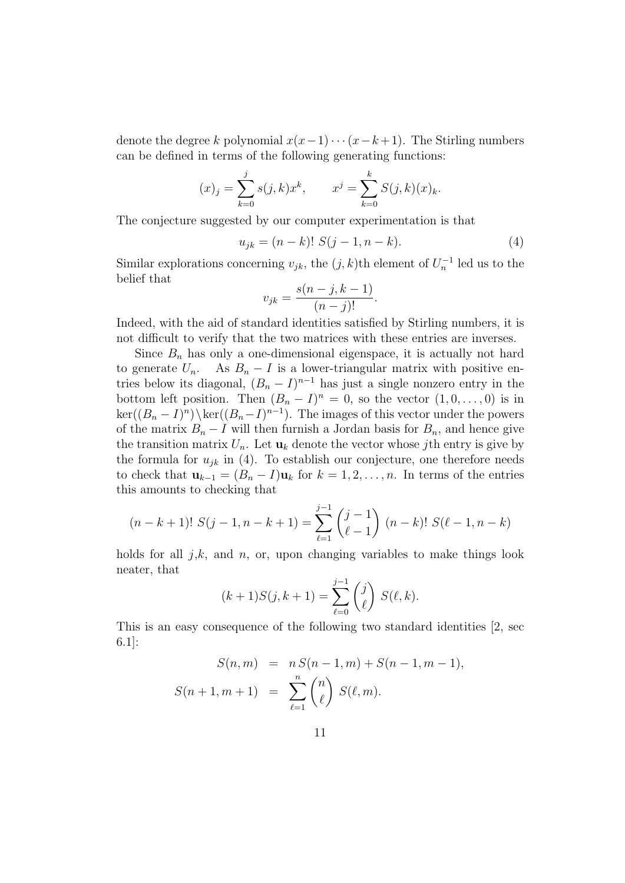denote the degree $k$ polynomial $x(x-1)\cdots(x-k+1)$. The Stirling numbers can be defined in terms of the following generating functions:

$$(x)_j = \sum_{k=0}^{j} s(j,k)x^k, \qquad x^j = \sum_{k=0}^{k} S(j,k)(x)_k.$$

The conjecture suggested by our computer experimentation is that

$$u_{jk} = (n-k)!\ S(j-1, n-k). \tag{4}$$

Similar explorations concerning $v_{jk}$, the $(j,k)$th element of $U_n^{-1}$ led us to the belief that

$$v_{jk} = \frac{s(n-j, k-1)}{(n-j)!}.$$

Indeed, with the aid of standard identities satisfied by Stirling numbers, it is not difficult to verify that the two matrices with these entries are inverses.

Since $B_n$ has only a one-dimensional eigenspace, it is actually not hard to generate $U_n$. As $B_n - I$ is a lower-triangular matrix with positive entries below its diagonal, $(B_n - I)^{n-1}$ has just a single nonzero entry in the bottom left position. Then $(B_n - I)^n = 0$, so the vector $(1, 0, \ldots, 0)$ is in $\ker((B_n - I)^n) \setminus \ker((B_n - I)^{n-1})$. The images of this vector under the powers of the matrix $B_n - I$ will then furnish a Jordan basis for $B_n$, and hence give the transition matrix $U_n$. Let $\mathbf{u}_k$ denote the vector whose $j$th entry is give by the formula for $u_{jk}$ in (4). To establish our conjecture, one therefore needs to check that $\mathbf{u}_{k-1} = (B_n - I)\mathbf{u}_k$ for $k = 1, 2, \ldots, n$. In terms of the entries this amounts to checking that

$$(n-k+1)!\ S(j-1, n-k+1) = \sum_{\ell=1}^{j-1} \binom{j-1}{\ell-1}\ (n-k)!\ S(\ell-1, n-k)$$

holds for all $j$,$k$, and $n$, or, upon changing variables to make things look neater, that

$$(k+1)S(j, k+1) = \sum_{\ell=0}^{j-1} \binom{j}{\ell}\ S(\ell, k).$$

This is an easy consequence of the following two standard identities [2, sec 6.1]:

$$\begin{aligned} S(n, m) &= n\, S(n-1, m) + S(n-1, m-1), \\ S(n+1, m+1) &= \sum_{\ell=1}^{n} \binom{n}{\ell}\ S(\ell, m). \end{aligned}$$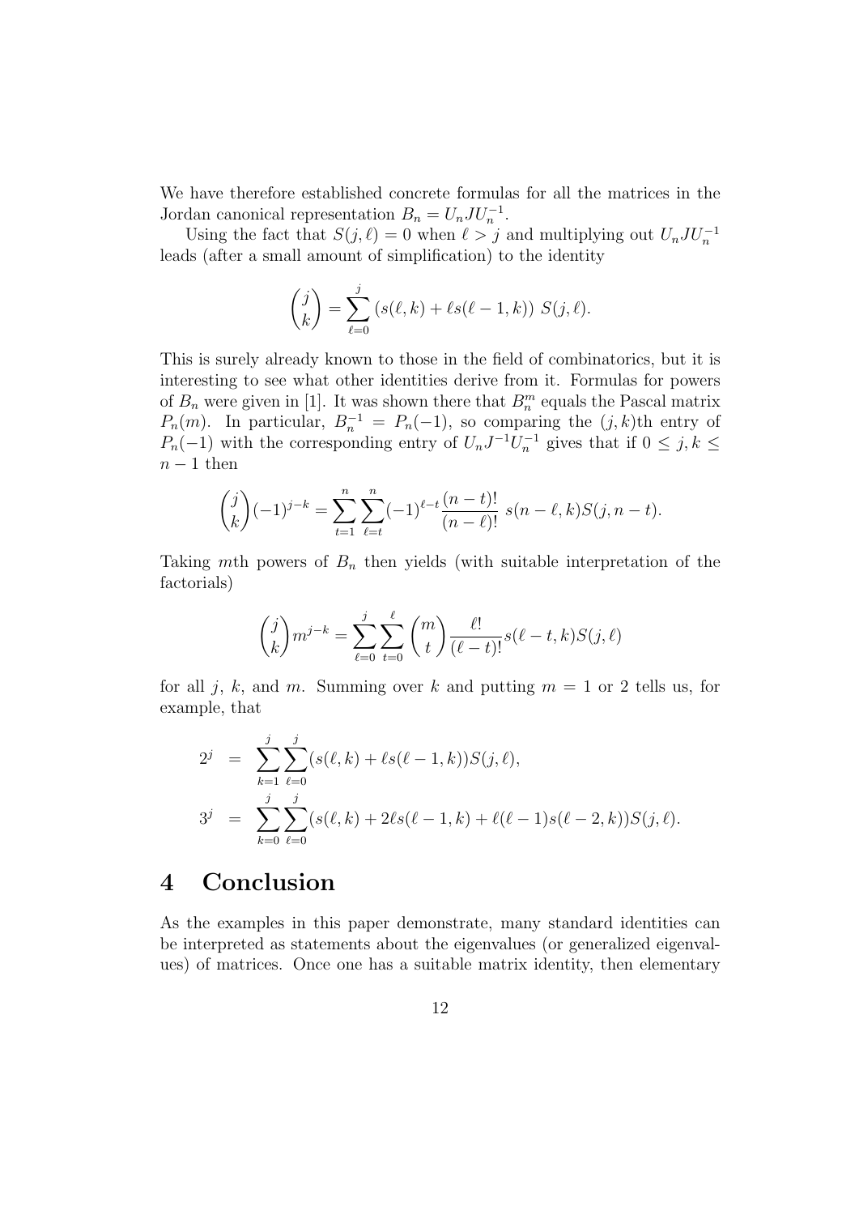We have therefore established concrete formulas for all the matrices in the Jordan canonical representation $B_n = U_n J U_n^{-1}$.

Using the fact that $S(j,\ell) = 0$ when $\ell > j$ and multiplying out $U_n J U_n^{-1}$ leads (after a small amount of simplification) to the identity

$$\binom{j}{k} = \sum_{\ell=0}^{j} \left(s(\ell,k) + \ell s(\ell-1,k)\right) \, S(j,\ell).$$

This is surely already known to those in the field of combinatorics, but it is interesting to see what other identities derive from it. Formulas for powers of $B_n$ were given in [1]. It was shown there that $B_n^m$ equals the Pascal matrix $P_n(m)$. In particular, $B_n^{-1} = P_n(-1)$, so comparing the $(j,k)$th entry of $P_n(-1)$ with the corresponding entry of $U_n J^{-1} U_n^{-1}$ gives that if $0 \leq j,k \leq n-1$ then

$$\binom{j}{k}(-1)^{j-k} = \sum_{t=1}^{n} \sum_{\ell=t}^{n} (-1)^{\ell-t} \frac{(n-t)!}{(n-\ell)!} \; s(n-\ell,k) S(j,n-t).$$

Taking $m$th powers of $B_n$ then yields (with suitable interpretation of the factorials)

$$\binom{j}{k} m^{j-k} = \sum_{\ell=0}^{j} \sum_{t=0}^{\ell} \binom{m}{t} \frac{\ell!}{(\ell-t)!} s(\ell-t,k) S(j,\ell)$$

for all $j$, $k$, and $m$. Summing over $k$ and putting $m = 1$ or $2$ tells us, for example, that

$$\begin{aligned}
2^j &= \sum_{k=1}^{j} \sum_{\ell=0}^{j} (s(\ell,k) + \ell s(\ell-1,k)) S(j,\ell), \\
3^j &= \sum_{k=0}^{j} \sum_{\ell=0}^{j} (s(\ell,k) + 2\ell s(\ell-1,k) + \ell(\ell-1) s(\ell-2,k)) S(j,\ell).
\end{aligned}$$

# 4 Conclusion

As the examples in this paper demonstrate, many standard identities can be interpreted as statements about the eigenvalues (or generalized eigenvalues) of matrices. Once one has a suitable matrix identity, then elementary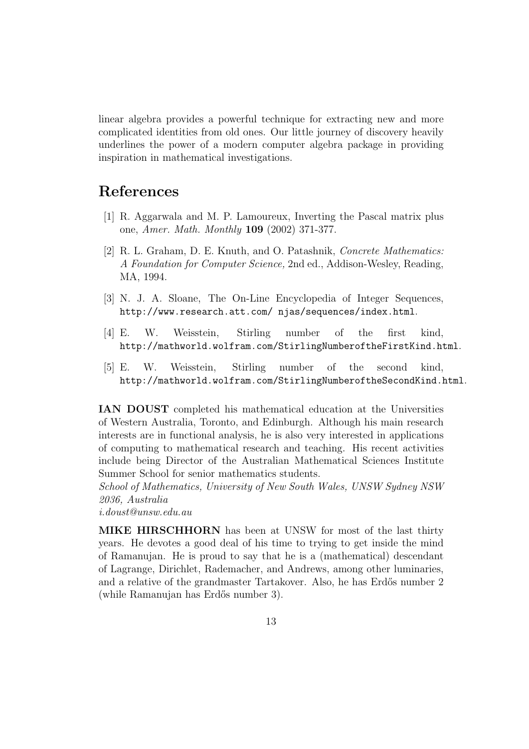linear algebra provides a powerful technique for extracting new and more complicated identities from old ones. Our little journey of discovery heavily underlines the power of a modern computer algebra package in providing inspiration in mathematical investigations.

## References

[1] R. Aggarwala and M. P. Lamoureux, Inverting the Pascal matrix plus one, *Amer. Math. Monthly* **109** (2002) 371-377.

[2] R. L. Graham, D. E. Knuth, and O. Patashnik, *Concrete Mathematics: A Foundation for Computer Science,* 2nd ed., Addison-Wesley, Reading, MA, 1994.

[3] N. J. A. Sloane, The On-Line Encyclopedia of Integer Sequences, `http://www.research.att.com/ njas/sequences/index.html`.

[4] E. W. Weisstein, Stirling number of the first kind, `http://mathworld.wolfram.com/StirlingNumberoftheFirstKind.html`.

[5] E. W. Weisstein, Stirling number of the second kind, `http://mathworld.wolfram.com/StirlingNumberoftheSecondKind.html`.

**IAN DOUST** completed his mathematical education at the Universities of Western Australia, Toronto, and Edinburgh. Although his main research interests are in functional analysis, he is also very interested in applications of computing to mathematical research and teaching. His recent activities include being Director of the Australian Mathematical Sciences Institute Summer School for senior mathematics students.
*School of Mathematics, University of New South Wales, UNSW Sydney NSW 2036, Australia*
*i.doust@unsw.edu.au*

**MIKE HIRSCHHORN** has been at UNSW for most of the last thirty years. He devotes a good deal of his time to trying to get inside the mind of Ramanujan. He is proud to say that he is a (mathematical) descendant of Lagrange, Dirichlet, Rademacher, and Andrews, among other luminaries, and a relative of the grandmaster Tartakover. Also, he has Erdős number 2 (while Ramanujan has Erdős number 3).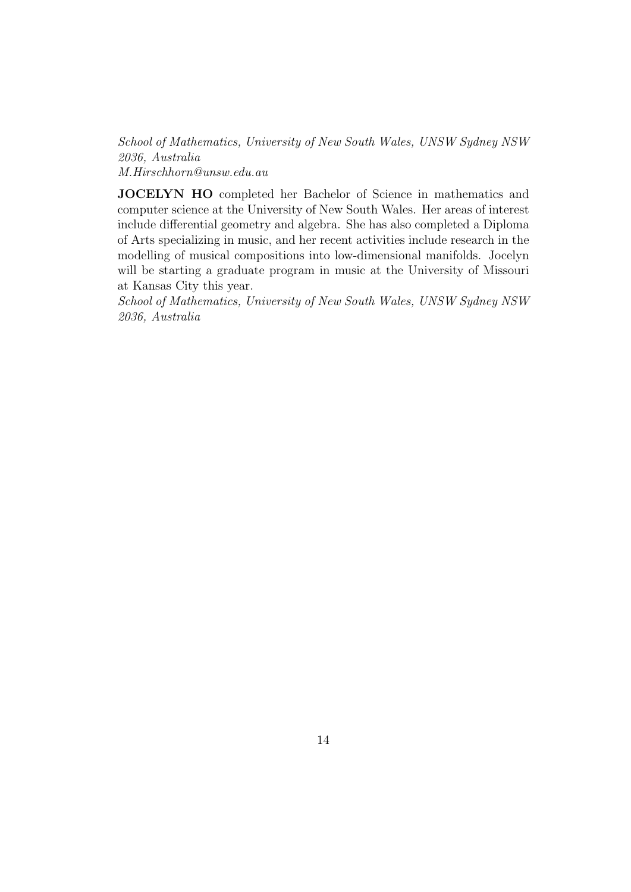*School of Mathematics, University of New South Wales, UNSW Sydney NSW 2036, Australia*
*M.Hirschhorn@unsw.edu.au*

**JOCELYN HO** completed her Bachelor of Science in mathematics and computer science at the University of New South Wales. Her areas of interest include differential geometry and algebra. She has also completed a Diploma of Arts specializing in music, and her recent activities include research in the modelling of musical compositions into low-dimensional manifolds. Jocelyn will be starting a graduate program in music at the University of Missouri at Kansas City this year.
*School of Mathematics, University of New South Wales, UNSW Sydney NSW 2036, Australia*